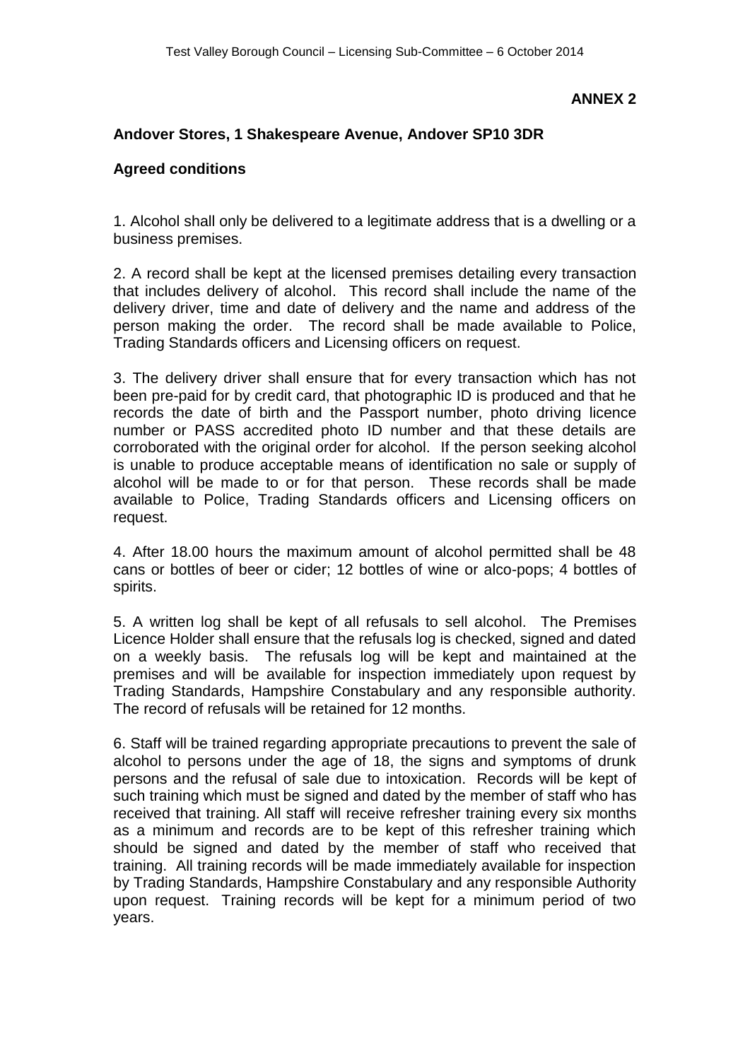**ANNEX 2**

**Andover Stores, 1 Shakespeare Avenue, Andover SP10 3DR**

**Agreed conditions**

1. Alcohol shall only be delivered to a legitimate address that is a dwelling or a business premises.

2. A record shall be kept at the licensed premises detailing every transaction that includes delivery of alcohol. This record shall include the name of the delivery driver, time and date of delivery and the name and address of the person making the order. The record shall be made available to Police, Trading Standards officers and Licensing officers on request.

3. The delivery driver shall ensure that for every transaction which has not been pre-paid for by credit card, that photographic ID is produced and that he records the date of birth and the Passport number, photo driving licence number or PASS accredited photo ID number and that these details are corroborated with the original order for alcohol. If the person seeking alcohol is unable to produce acceptable means of identification no sale or supply of alcohol will be made to or for that person. These records shall be made available to Police, Trading Standards officers and Licensing officers on request.

4. After 18.00 hours the maximum amount of alcohol permitted shall be 48 cans or bottles of beer or cider; 12 bottles of wine or alco-pops; 4 bottles of spirits.

5. A written log shall be kept of all refusals to sell alcohol. The Premises Licence Holder shall ensure that the refusals log is checked, signed and dated on a weekly basis. The refusals log will be kept and maintained at the premises and will be available for inspection immediately upon request by Trading Standards, Hampshire Constabulary and any responsible authority. The record of refusals will be retained for 12 months.

6. Staff will be trained regarding appropriate precautions to prevent the sale of alcohol to persons under the age of 18, the signs and symptoms of drunk persons and the refusal of sale due to intoxication. Records will be kept of such training which must be signed and dated by the member of staff who has received that training. All staff will receive refresher training every six months as a minimum and records are to be kept of this refresher training which should be signed and dated by the member of staff who received that training. All training records will be made immediately available for inspection by Trading Standards, Hampshire Constabulary and any responsible Authority upon request. Training records will be kept for a minimum period of two years.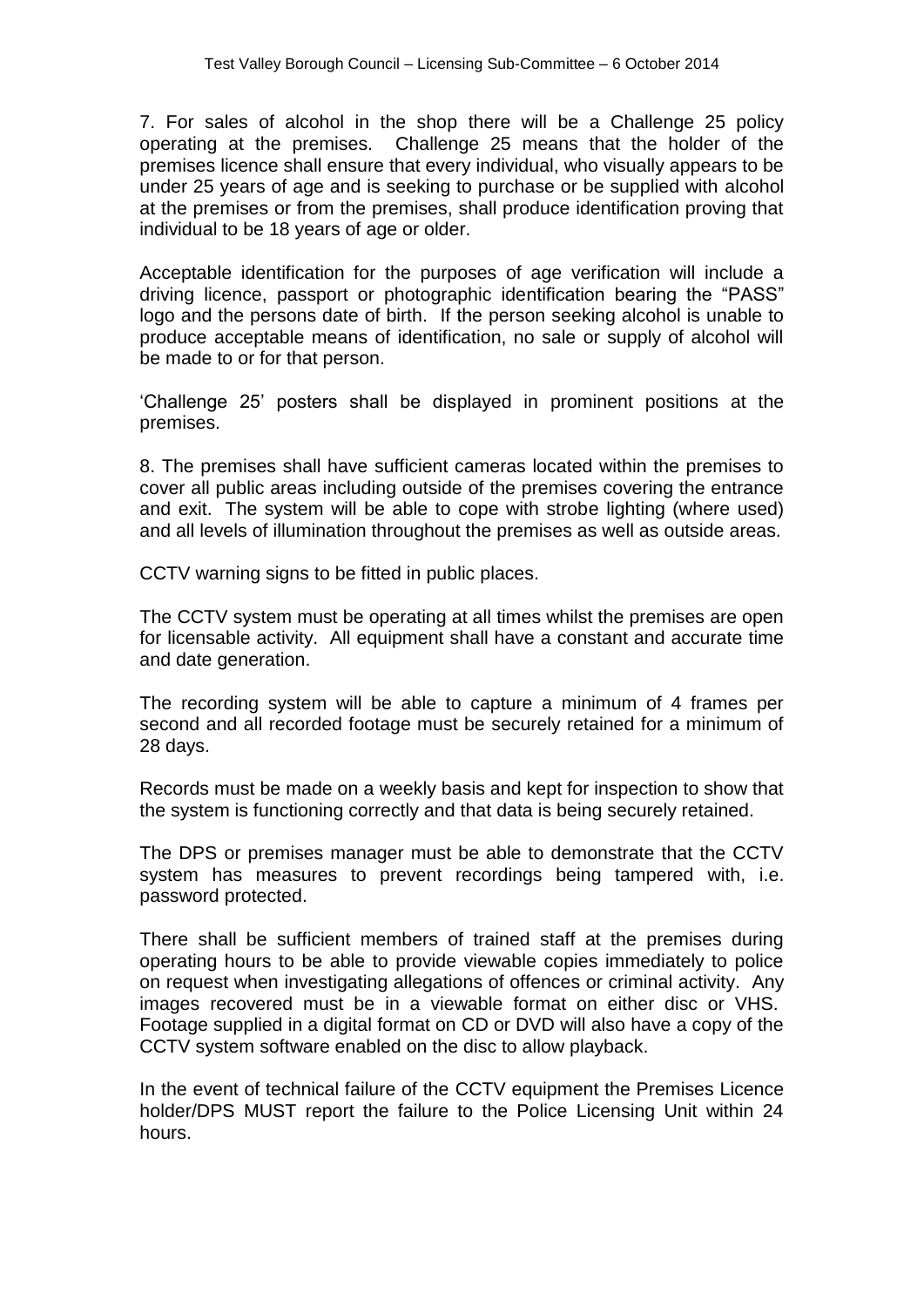7. For sales of alcohol in the shop there will be a Challenge 25 policy operating at the premises. Challenge 25 means that the holder of the premises licence shall ensure that every individual, who visually appears to be under 25 years of age and is seeking to purchase or be supplied with alcohol at the premises or from the premises, shall produce identification proving that individual to be 18 years of age or older.

Acceptable identification for the purposes of age verification will include a driving licence, passport or photographic identification bearing the "PASS" logo and the persons date of birth. If the person seeking alcohol is unable to produce acceptable means of identification, no sale or supply of alcohol will be made to or for that person.

'Challenge 25' posters shall be displayed in prominent positions at the premises.

8. The premises shall have sufficient cameras located within the premises to cover all public areas including outside of the premises covering the entrance and exit. The system will be able to cope with strobe lighting (where used) and all levels of illumination throughout the premises as well as outside areas.

CCTV warning signs to be fitted in public places.

The CCTV system must be operating at all times whilst the premises are open for licensable activity. All equipment shall have a constant and accurate time and date generation.

The recording system will be able to capture a minimum of 4 frames per second and all recorded footage must be securely retained for a minimum of 28 days.

Records must be made on a weekly basis and kept for inspection to show that the system is functioning correctly and that data is being securely retained.

The DPS or premises manager must be able to demonstrate that the CCTV system has measures to prevent recordings being tampered with, i.e. password protected.

There shall be sufficient members of trained staff at the premises during operating hours to be able to provide viewable copies immediately to police on request when investigating allegations of offences or criminal activity. Any images recovered must be in a viewable format on either disc or VHS. Footage supplied in a digital format on CD or DVD will also have a copy of the CCTV system software enabled on the disc to allow playback.

In the event of technical failure of the CCTV equipment the Premises Licence holder/DPS MUST report the failure to the Police Licensing Unit within 24 hours.